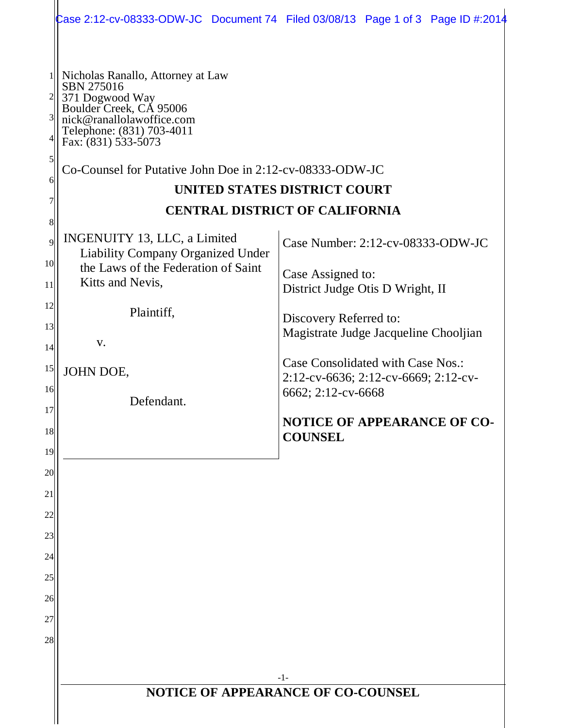Nicholas Ranallo, Attorney at Law
SBN 275016
371 Dogwood Way
Boulder Creek, CA 95006
nick@ranallolawoffice.com
Telephone: (831) 703-4011
Fax: (831) 533-5073

Co-Counsel for Putative John Doe in 2:12-cv-08333-ODW-JC

**UNITED STATES DISTRICT COURT**

**CENTRAL DISTRICT OF CALIFORNIA**

| | |
|---|---|
| INGENUITY 13, LLC, a Limited Liability Company Organized Under the Laws of the Federation of Saint Kitts and Nevis,<br><br>Plaintiff,<br><br>v.<br><br>JOHN DOE,<br><br>Defendant. | Case Number: 2:12-cv-08333-ODW-JC<br><br>Case Assigned to:<br>District Judge Otis D Wright, II<br><br>Discovery Referred to:<br>Magistrate Judge Jacqueline Chooljian<br><br>Case Consolidated with Case Nos.:<br>2:12-cv-6636; 2:12-cv-6669; 2:12-cv-6662; 2:12-cv-6668<br><br>**NOTICE OF APPEARANCE OF CO-COUNSEL** |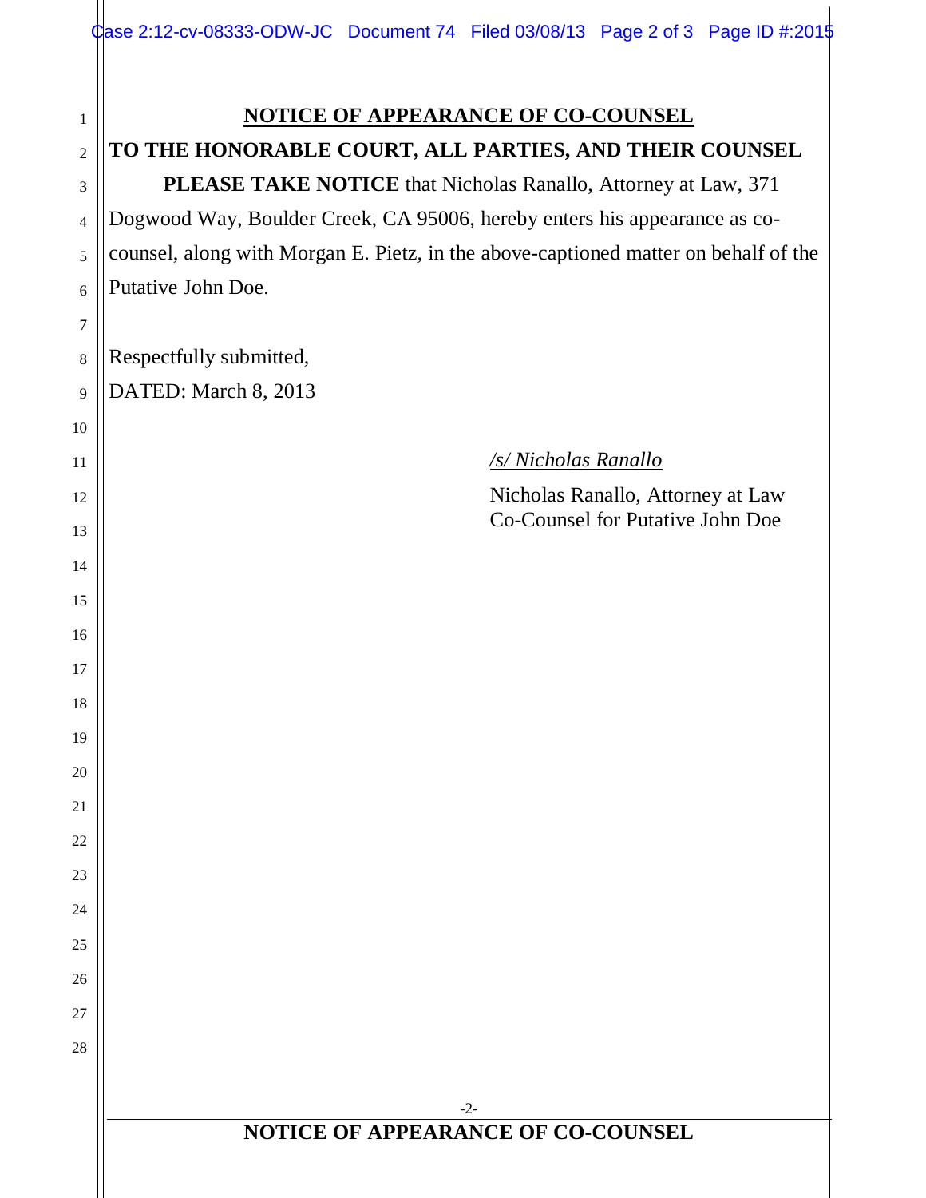# NOTICE OF APPEARANCE OF CO-COUNSEL

**TO THE HONORABLE COURT, ALL PARTIES, AND THEIR COUNSEL**

**PLEASE TAKE NOTICE** that Nicholas Ranallo, Attorney at Law, 371 Dogwood Way, Boulder Creek, CA 95006, hereby enters his appearance as co-counsel, along with Morgan E. Pietz, in the above-captioned matter on behalf of the Putative John Doe.

Respectfully submitted,
DATED: March 8, 2013

*/s/ Nicholas Ranallo*

Nicholas Ranallo, Attorney at Law
Co-Counsel for Putative John Doe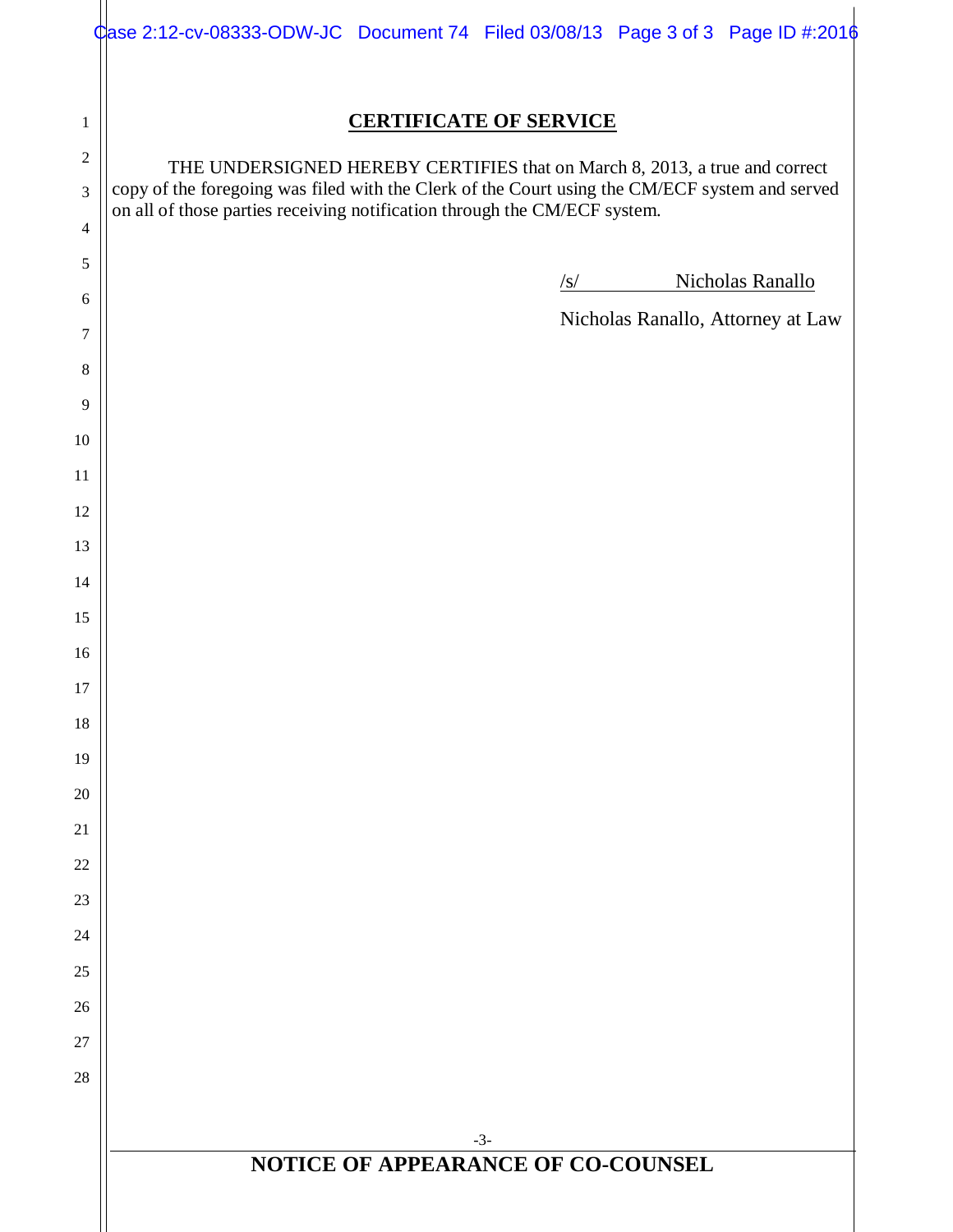# CERTIFICATE OF SERVICE

THE UNDERSIGNED HEREBY CERTIFIES that on March 8, 2013, a true and correct copy of the foregoing was filed with the Clerk of the Court using the CM/ECF system and served on all of those parties receiving notification through the CM/ECF system.

/s/ Nicholas Ranallo

Nicholas Ranallo, Attorney at Law

NOTICE OF APPEARANCE OF CO-COUNSEL